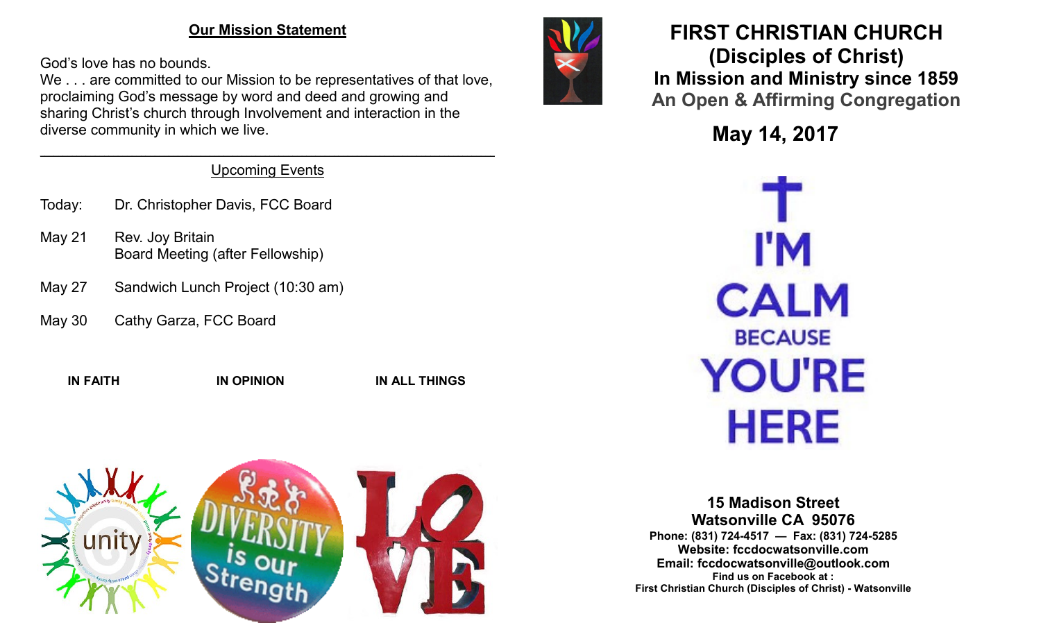## Our Mission Statement

God's love has no bounds.
We . . . are committed to our Mission to be representatives of that love, proclaiming God's message by word and deed and growing and sharing Christ's church through Involvement and interaction in the diverse community in which we live.

---

### Upcoming Events

| | |
|---|---|
| Today: | Dr. Christopher Davis, FCC Board |
| May 21 | Rev. Joy Britain<br>Board Meeting (after Fellowship) |
| May 27 | Sandwich Lunch Project (10:30 am) |
| May 30 | Cathy Garza, FCC Board |

**IN FAITH** **IN OPINION** **IN ALL THINGS**

unity

DIVERSITY is our Strength

LOVE

# FIRST CHRISTIAN CHURCH (Disciples of Christ)

## In Mission and Ministry since 1859

## An Open & Affirming Congregation

## May 14, 2017

I'M CALM BECAUSE YOU'RE HERE

**15 Madison Street**
**Watsonville CA 95076**
**Phone: (831) 724-4517 — Fax: (831) 724-5285**
**Website: fccdocwatsonville.com**
**Email: fccdocwatsonville@outlook.com**
**Find us on Facebook at :**
**First Christian Church (Disciples of Christ) - Watsonville**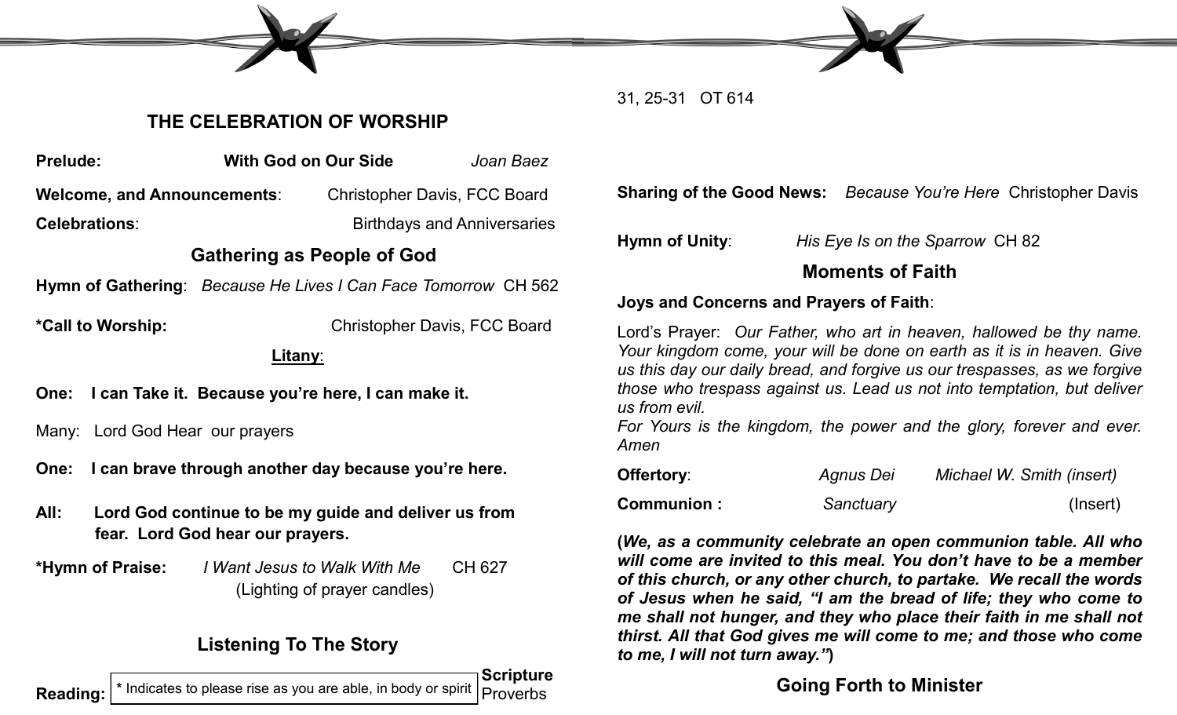## THE CELEBRATION OF WORSHIP

**Prelude:** **With God on Our Side** *Joan Baez*

**Welcome, and Announcements**: Christopher Davis, FCC Board

**Celebrations**: Birthdays and Anniversaries

### Gathering as People of God

**Hymn of Gathering**: *Because He Lives I Can Face Tomorrow* CH 562

**\*Call to Worship:** Christopher Davis, FCC Board

<u>**Litany**</u>:

**One: I can Take it. Because you're here, I can make it.**

Many: Lord God Hear our prayers

**One: I can brave through another day because you're here.**

**All: Lord God continue to be my guide and deliver us from fear. Lord God hear our prayers.**

**\*Hymn of Praise:** *I Want Jesus to Walk With Me* CH 627
(Lighting of prayer candles)

### Listening To The Story

**Reading:** **Scripture** Proverbs 31, 25-31 OT 614

\* Indicates to please rise as you are able, in body or spirit

**Sharing of the Good News:** *Because You're Here* Christopher Davis

**Hymn of Unity**: *His Eye Is on the Sparrow* CH 82

### Moments of Faith

**Joys and Concerns and Prayers of Faith**:

Lord's Prayer: *Our Father, who art in heaven, hallowed be thy name. Your kingdom come, your will be done on earth as it is in heaven. Give us this day our daily bread, and forgive us our trespasses, as we forgive those who trespass against us. Lead us not into temptation, but deliver us from evil.*
*For Yours is the kingdom, the power and the glory, forever and ever. Amen*

**Offertory**: *Agnus Dei* *Michael W. Smith (insert)*

**Communion :** *Sanctuary* (Insert)

**(*We, as a community celebrate an open communion table. All who will come are invited to this meal. You don't have to be a member of this church, or any other church, to partake. We recall the words of Jesus when he said, "I am the bread of life; they who come to me shall not hunger, and they who place their faith in me shall not thirst. All that God gives me will come to me; and those who come to me, I will not turn away."*)**

### Going Forth to Minister